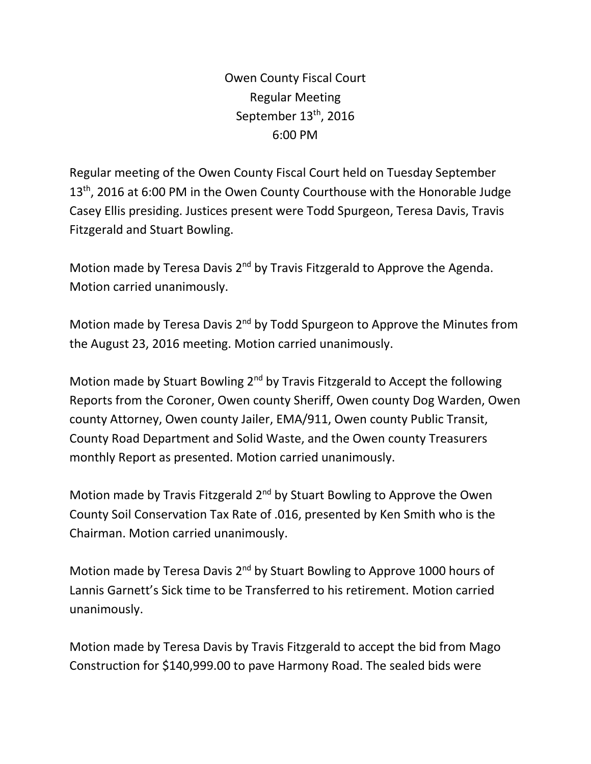# Owen County Fiscal Court
## Regular Meeting
## September 13th, 2016
## 6:00 PM

Regular meeting of the Owen County Fiscal Court held on Tuesday September 13th, 2016 at 6:00 PM in the Owen County Courthouse with the Honorable Judge Casey Ellis presiding. Justices present were Todd Spurgeon, Teresa Davis, Travis Fitzgerald and Stuart Bowling.

Motion made by Teresa Davis 2nd by Travis Fitzgerald to Approve the Agenda. Motion carried unanimously.

Motion made by Teresa Davis 2nd by Todd Spurgeon to Approve the Minutes from the August 23, 2016 meeting. Motion carried unanimously.

Motion made by Stuart Bowling 2nd by Travis Fitzgerald to Accept the following Reports from the Coroner, Owen county Sheriff, Owen county Dog Warden, Owen county Attorney, Owen county Jailer, EMA/911, Owen county Public Transit, County Road Department and Solid Waste, and the Owen county Treasurers monthly Report as presented. Motion carried unanimously.

Motion made by Travis Fitzgerald 2nd by Stuart Bowling to Approve the Owen County Soil Conservation Tax Rate of .016, presented by Ken Smith who is the Chairman. Motion carried unanimously.

Motion made by Teresa Davis 2nd by Stuart Bowling to Approve 1000 hours of Lannis Garnett's Sick time to be Transferred to his retirement. Motion carried unanimously.

Motion made by Teresa Davis by Travis Fitzgerald to accept the bid from Mago Construction for $140,999.00 to pave Harmony Road. The sealed bids were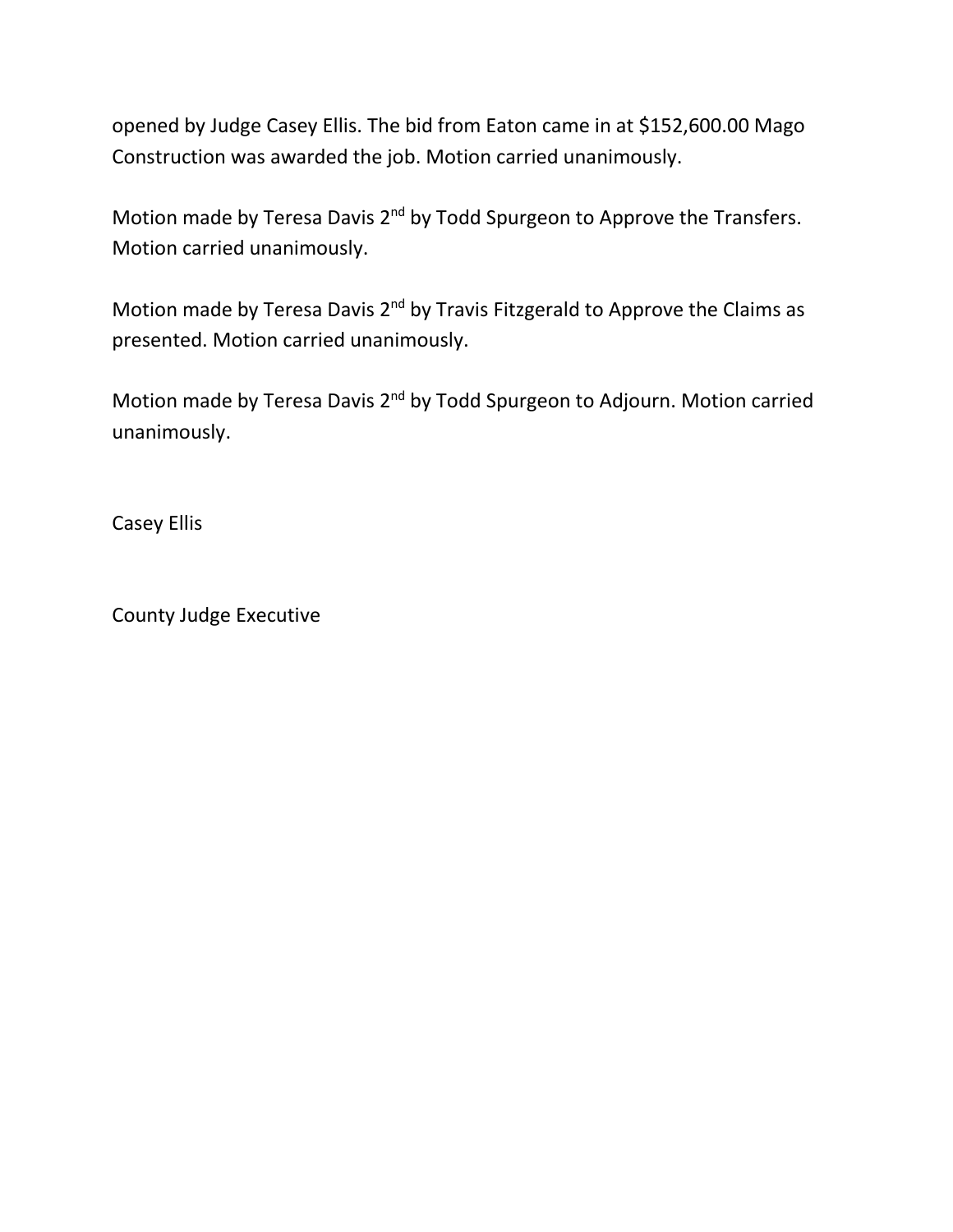opened by Judge Casey Ellis. The bid from Eaton came in at $152,600.00 Mago Construction was awarded the job. Motion carried unanimously.

Motion made by Teresa Davis 2nd by Todd Spurgeon to Approve the Transfers. Motion carried unanimously.

Motion made by Teresa Davis 2nd by Travis Fitzgerald to Approve the Claims as presented. Motion carried unanimously.

Motion made by Teresa Davis 2nd by Todd Spurgeon to Adjourn. Motion carried unanimously.

Casey Ellis

County Judge Executive